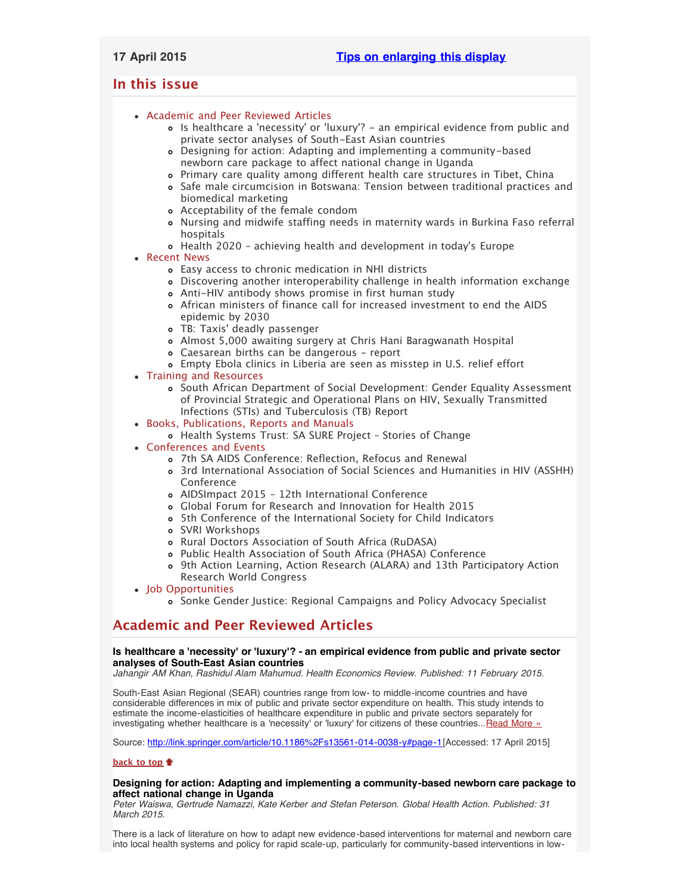17 April 2015 [Tips on enlarging this display]

## In this issue

- Academic and Peer Reviewed Articles
  - Is healthcare a 'necessity' or 'luxury'? - an empirical evidence from public and private sector analyses of South-East Asian countries
  - Designing for action: Adapting and implementing a community-based newborn care package to affect national change in Uganda
  - Primary care quality among different health care structures in Tibet, China
  - Safe male circumcision in Botswana: Tension between traditional practices and biomedical marketing
  - Acceptability of the female condom
  - Nursing and midwife staffing needs in maternity wards in Burkina Faso referral hospitals
  - Health 2020 - achieving health and development in today's Europe
- Recent News
  - Easy access to chronic medication in NHI districts
  - Discovering another interoperability challenge in health information exchange
  - Anti-HIV antibody shows promise in first human study
  - African ministers of finance call for increased investment to end the AIDS epidemic by 2030
  - TB: Taxis' deadly passenger
  - Almost 5,000 awaiting surgery at Chris Hani Baragwanath Hospital
  - Caesarean births can be dangerous - report
  - Empty Ebola clinics in Liberia are seen as misstep in U.S. relief effort
- Training and Resources
  - South African Department of Social Development: Gender Equality Assessment of Provincial Strategic and Operational Plans on HIV, Sexually Transmitted Infections (STIs) and Tuberculosis (TB) Report
- Books, Publications, Reports and Manuals
  - Health Systems Trust: SA SURE Project - Stories of Change
- Conferences and Events
  - 7th SA AIDS Conference: Reflection, Refocus and Renewal
  - 3rd International Association of Social Sciences and Humanities in HIV (ASSHH) Conference
  - AIDSImpact 2015 - 12th International Conference
  - Global Forum for Research and Innovation for Health 2015
  - 5th Conference of the International Society for Child Indicators
  - SVRI Workshops
  - Rural Doctors Association of South Africa (RuDASA)
  - Public Health Association of South Africa (PHASA) Conference
  - 9th Action Learning, Action Research (ALARA) and 13th Participatory Action Research World Congress
- Job Opportunities
  - Sonke Gender Justice: Regional Campaigns and Policy Advocacy Specialist

## Academic and Peer Reviewed Articles

**Is healthcare a 'necessity' or 'luxury'? - an empirical evidence from public and private sector analyses of South-East Asian countries**
*Jahangir AM Khan, Rashidul Alam Mahumud. Health Economics Review. Published: 11 February 2015.*

South-East Asian Regional (SEAR) countries range from low- to middle-income countries and have considerable differences in mix of public and private sector expenditure on health. This study intends to estimate the income-elasticities of healthcare expenditure in public and private sectors separately for investigating whether healthcare is a 'necessity' or 'luxury' for citizens of these countries...Read More »

Source: http://link.springer.com/article/10.1186%2Fs13561-014-0038-y#page-1[Accessed: 17 April 2015]

**back to top**

**Designing for action: Adapting and implementing a community-based newborn care package to affect national change in Uganda**
*Peter Waiswa, Gertrude Namazzi, Kate Kerber and Stefan Peterson. Global Health Action. Published: 31 March 2015.*

There is a lack of literature on how to adapt new evidence-based interventions for maternal and newborn care into local health systems and policy for rapid scale-up, particularly for community-based interventions in low-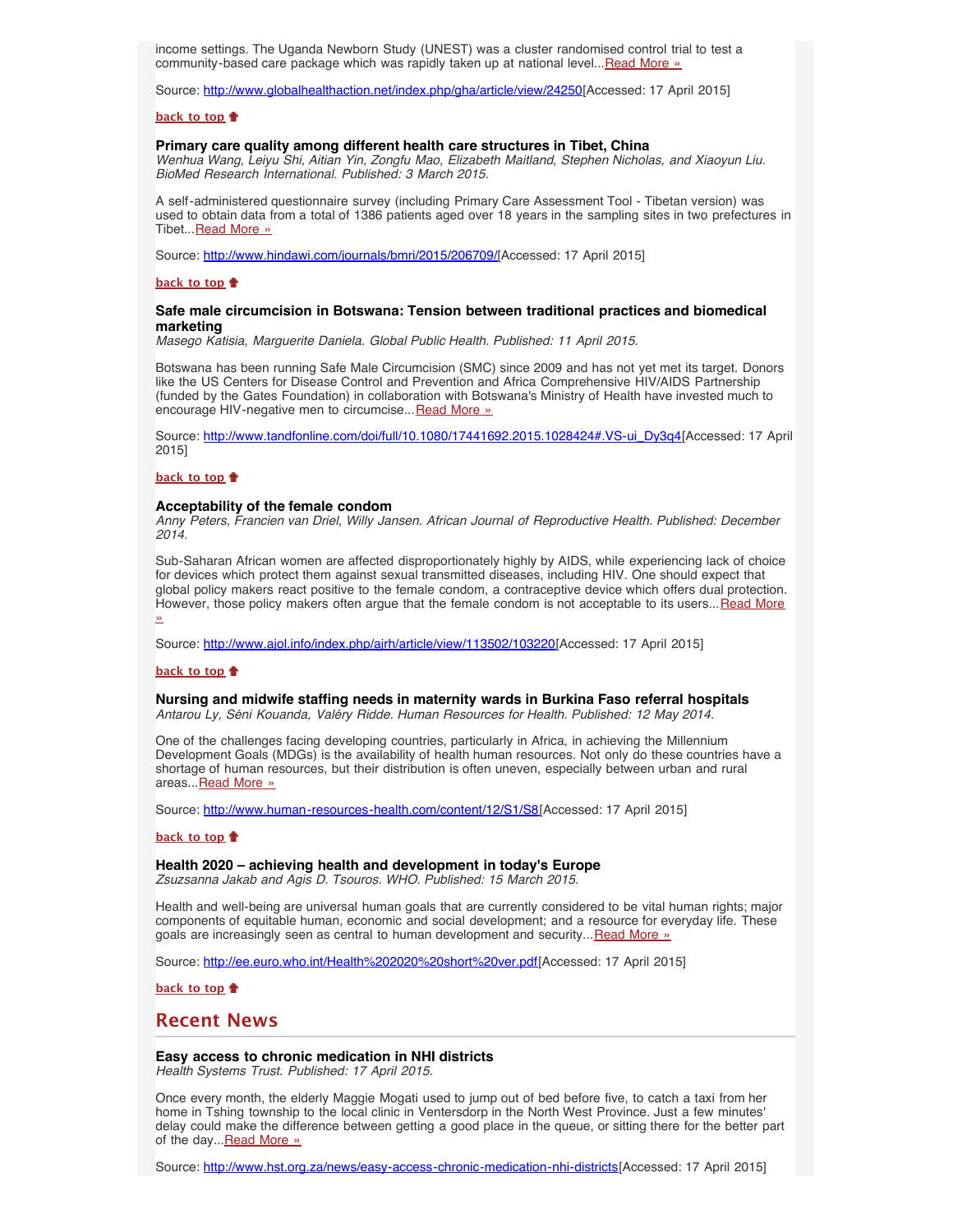income settings. The Uganda Newborn Study (UNEST) was a cluster randomised control trial to test a community-based care package which was rapidly taken up at national level...Read More »

Source: http://www.globalhealthaction.net/index.php/gha/article/view/24250[Accessed: 17 April 2015]

**back to top**

### Primary care quality among different health care structures in Tibet, China

*Wenhua Wang, Leiyu Shi, Aitian Yin, Zongfu Mao, Elizabeth Maitland, Stephen Nicholas, and Xiaoyun Liu. BioMed Research International. Published: 3 March 2015.*

A self-administered questionnaire survey (including Primary Care Assessment Tool - Tibetan version) was used to obtain data from a total of 1386 patients aged over 18 years in the sampling sites in two prefectures in Tibet...Read More »

Source: http://www.hindawi.com/journals/bmri/2015/206709/[Accessed: 17 April 2015]

**back to top**

### Safe male circumcision in Botswana: Tension between traditional practices and biomedical marketing

*Masego Katisia, Marguerite Daniela. Global Public Health. Published: 11 April 2015.*

Botswana has been running Safe Male Circumcision (SMC) since 2009 and has not yet met its target. Donors like the US Centers for Disease Control and Prevention and Africa Comprehensive HIV/AIDS Partnership (funded by the Gates Foundation) in collaboration with Botswana's Ministry of Health have invested much to encourage HIV-negative men to circumcise...Read More »

Source: http://www.tandfonline.com/doi/full/10.1080/17441692.2015.1028424#.VS-ui_Dy3q4[Accessed: 17 April 2015]

**back to top**

### Acceptability of the female condom

*Anny Peters, Francien van Driel, Willy Jansen. African Journal of Reproductive Health. Published: December 2014.*

Sub-Saharan African women are affected disproportionately highly by AIDS, while experiencing lack of choice for devices which protect them against sexual transmitted diseases, including HIV. One should expect that global policy makers react positive to the female condom, a contraceptive device which offers dual protection. However, those policy makers often argue that the female condom is not acceptable to its users...Read More »

Source: http://www.ajol.info/index.php/ajrh/article/view/113502/103220[Accessed: 17 April 2015]

**back to top**

### Nursing and midwife staffing needs in maternity wards in Burkina Faso referral hospitals

*Antarou Ly, Séni Kouanda, Valéry Ridde. Human Resources for Health. Published: 12 May 2014.*

One of the challenges facing developing countries, particularly in Africa, in achieving the Millennium Development Goals (MDGs) is the availability of health human resources. Not only do these countries have a shortage of human resources, but their distribution is often uneven, especially between urban and rural areas...Read More »

Source: http://www.human-resources-health.com/content/12/S1/S8[Accessed: 17 April 2015]

**back to top**

### Health 2020 – achieving health and development in today's Europe

*Zsuzsanna Jakab and Agis D. Tsouros. WHO. Published: 15 March 2015.*

Health and well-being are universal human goals that are currently considered to be vital human rights; major components of equitable human, economic and social development; and a resource for everyday life. These goals are increasingly seen as central to human development and security...Read More »

Source: http://ee.euro.who.int/Health%202020%20short%20ver.pdf[Accessed: 17 April 2015]

**back to top**

## Recent News

### Easy access to chronic medication in NHI districts

*Health Systems Trust. Published: 17 April 2015.*

Once every month, the elderly Maggie Mogati used to jump out of bed before five, to catch a taxi from her home in Tshing township to the local clinic in Ventersdorp in the North West Province. Just a few minutes' delay could make the difference between getting a good place in the queue, or sitting there for the better part of the day...Read More »

Source: http://www.hst.org.za/news/easy-access-chronic-medication-nhi-districts[Accessed: 17 April 2015]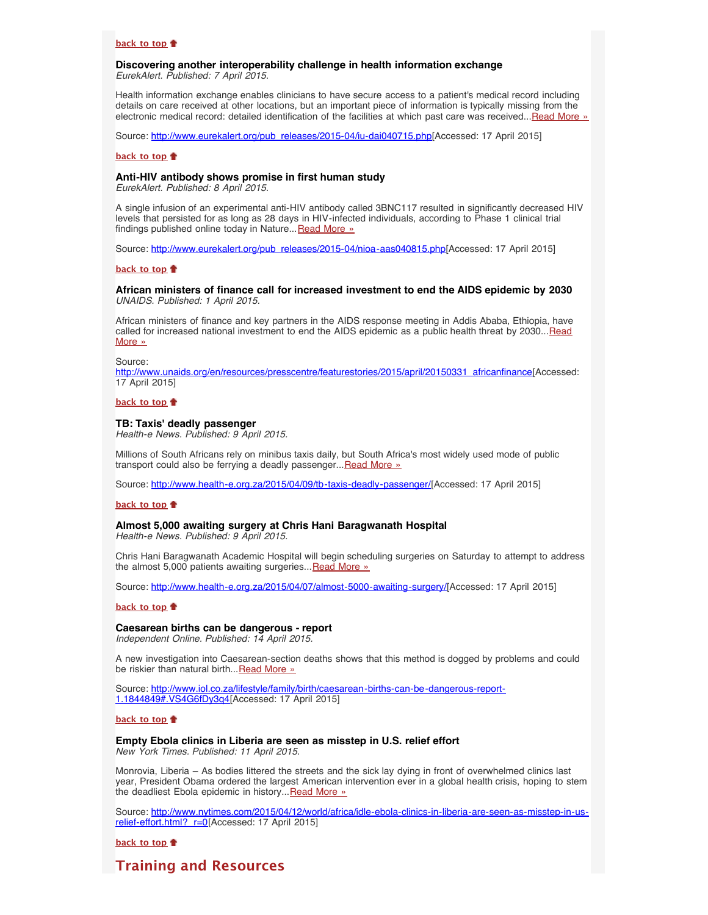**back to top**

### Discovering another interoperability challenge in health information exchange

*EurekAlert. Published: 7 April 2015.*

Health information exchange enables clinicians to have secure access to a patient's medical record including details on care received at other locations, but an important piece of information is typically missing from the electronic medical record: detailed identification of the facilities at which past care was received...Read More »

Source: http://www.eurekalert.org/pub_releases/2015-04/iu-dai040715.php[Accessed: 17 April 2015]

**back to top**

### Anti-HIV antibody shows promise in first human study

*EurekAlert. Published: 8 April 2015.*

A single infusion of an experimental anti-HIV antibody called 3BNC117 resulted in significantly decreased HIV levels that persisted for as long as 28 days in HIV-infected individuals, according to Phase 1 clinical trial findings published online today in Nature...Read More »

Source: http://www.eurekalert.org/pub_releases/2015-04/nioa-aas040815.php[Accessed: 17 April 2015]

**back to top**

### African ministers of finance call for increased investment to end the AIDS epidemic by 2030

*UNAIDS. Published: 1 April 2015.*

African ministers of finance and key partners in the AIDS response meeting in Addis Ababa, Ethiopia, have called for increased national investment to end the AIDS epidemic as a public health threat by 2030...Read More »

Source: http://www.unaids.org/en/resources/presscentre/featurestories/2015/april/20150331_africanfinance[Accessed: 17 April 2015]

**back to top**

### TB: Taxis' deadly passenger

*Health-e News. Published: 9 April 2015.*

Millions of South Africans rely on minibus taxis daily, but South Africa's most widely used mode of public transport could also be ferrying a deadly passenger...Read More »

Source: http://www.health-e.org.za/2015/04/09/tb-taxis-deadly-passenger/[Accessed: 17 April 2015]

**back to top**

### Almost 5,000 awaiting surgery at Chris Hani Baragwanath Hospital

*Health-e News. Published: 9 April 2015.*

Chris Hani Baragwanath Academic Hospital will begin scheduling surgeries on Saturday to attempt to address the almost 5,000 patients awaiting surgeries...Read More »

Source: http://www.health-e.org.za/2015/04/07/almost-5000-awaiting-surgery/[Accessed: 17 April 2015]

**back to top**

### Caesarean births can be dangerous - report

*Independent Online. Published: 14 April 2015.*

A new investigation into Caesarean-section deaths shows that this method is dogged by problems and could be riskier than natural birth...Read More »

Source: http://www.iol.co.za/lifestyle/family/birth/caesarean-births-can-be-dangerous-report-1.1844849#.VS4G6fDy3q4[Accessed: 17 April 2015]

**back to top**

### Empty Ebola clinics in Liberia are seen as misstep in U.S. relief effort

*New York Times. Published: 11 April 2015.*

Monrovia, Liberia – As bodies littered the streets and the sick lay dying in front of overwhelmed clinics last year, President Obama ordered the largest American intervention ever in a global health crisis, hoping to stem the deadliest Ebola epidemic in history...Read More »

Source: http://www.nytimes.com/2015/04/12/world/africa/idle-ebola-clinics-in-liberia-are-seen-as-misstep-in-us-relief-effort.html?_r=0[Accessed: 17 April 2015]

**back to top**

## Training and Resources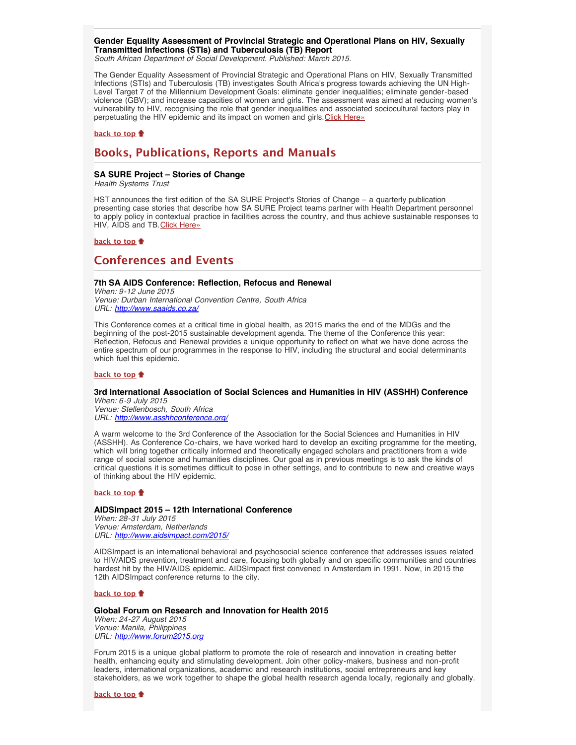**Gender Equality Assessment of Provincial Strategic and Operational Plans on HIV, Sexually Transmitted Infections (STIs) and Tuberculosis (TB) Report**
*South African Department of Social Development. Published: March 2015.*

The Gender Equality Assessment of Provincial Strategic and Operational Plans on HIV, Sexually Transmitted Infections (STIs) and Tuberculosis (TB) investigates South Africa's progress towards achieving the UN High-Level Target 7 of the Millennium Development Goals: eliminate gender inequalities; eliminate gender-based violence (GBV); and increase capacities of women and girls. The assessment was aimed at reducing women's vulnerability to HIV, recognising the role that gender inequalities and associated sociocultural factors play in perpetuating the HIV epidemic and its impact on women and girls. Click Here»

**back to top**

## Books, Publications, Reports and Manuals

**SA SURE Project – Stories of Change**
*Health Systems Trust*

HST announces the first edition of the SA SURE Project's Stories of Change – a quarterly publication presenting case stories that describe how SA SURE Project teams partner with Health Department personnel to apply policy in contextual practice in facilities across the country, and thus achieve sustainable responses to HIV, AIDS and TB. Click Here»

**back to top**

## Conferences and Events

**7th SA AIDS Conference: Reflection, Refocus and Renewal**
*When: 9-12 June 2015*
*Venue: Durban International Convention Centre, South Africa*
*URL: http://www.saaids.co.za/*

This Conference comes at a critical time in global health, as 2015 marks the end of the MDGs and the beginning of the post-2015 sustainable development agenda. The theme of the Conference this year: Reflection, Refocus and Renewal provides a unique opportunity to reflect on what we have done across the entire spectrum of our programmes in the response to HIV, including the structural and social determinants which fuel this epidemic.

**back to top**

**3rd International Association of Social Sciences and Humanities in HIV (ASSHH) Conference**
*When: 6-9 July 2015*
*Venue: Stellenbosch, South Africa*
*URL: http://www.asshhconference.org/*

A warm welcome to the 3rd Conference of the Association for the Social Sciences and Humanities in HIV (ASSHH). As Conference Co-chairs, we have worked hard to develop an exciting programme for the meeting, which will bring together critically informed and theoretically engaged scholars and practitioners from a wide range of social science and humanities disciplines. Our goal as in previous meetings is to ask the kinds of critical questions it is sometimes difficult to pose in other settings, and to contribute to new and creative ways of thinking about the HIV epidemic.

**back to top**

**AIDSImpact 2015 – 12th International Conference**
*When: 28-31 July 2015*
*Venue: Amsterdam, Netherlands*
*URL: http://www.aidsimpact.com/2015/*

AIDSImpact is an international behavioral and psychosocial science conference that addresses issues related to HIV/AIDS prevention, treatment and care, focusing both globally and on specific communities and countries hardest hit by the HIV/AIDS epidemic. AIDSImpact first convened in Amsterdam in 1991. Now, in 2015 the 12th AIDSImpact conference returns to the city.

**back to top**

**Global Forum on Research and Innovation for Health 2015**
*When: 24-27 August 2015*
*Venue: Manila, Philippines*
*URL: http://www.forum2015.org*

Forum 2015 is a unique global platform to promote the role of research and innovation in creating better health, enhancing equity and stimulating development. Join other policy-makers, business and non-profit leaders, international organizations, academic and research institutions, social entrepreneurs and key stakeholders, as we work together to shape the global health research agenda locally, regionally and globally.

**back to top**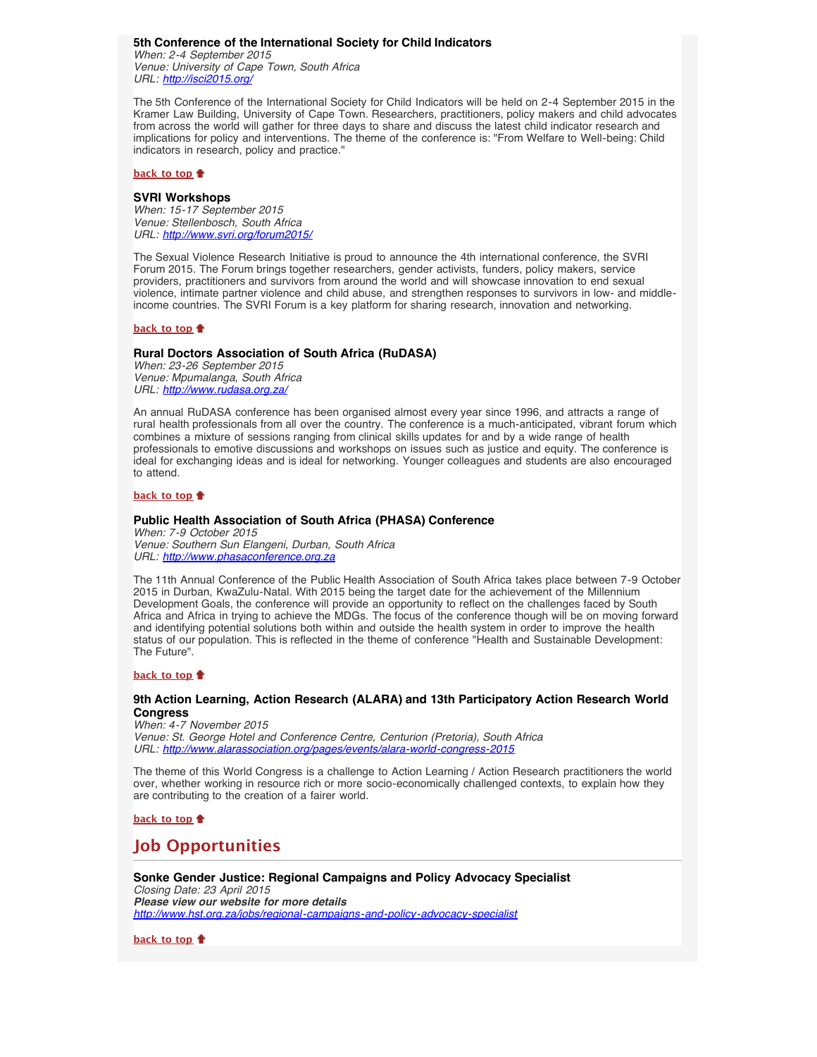**5th Conference of the International Society for Child Indicators**
*When: 2-4 September 2015*
*Venue: University of Cape Town, South Africa*
*URL: [http://isci2015.org/](http://isci2015.org/)*

The 5th Conference of the International Society for Child Indicators will be held on 2-4 September 2015 in the Kramer Law Building, University of Cape Town. Researchers, practitioners, policy makers and child advocates from across the world will gather for three days to share and discuss the latest child indicator research and implications for policy and interventions. The theme of the conference is: "From Welfare to Well-being: Child indicators in research, policy and practice."

**back to top**

**SVRI Workshops**
*When: 15-17 September 2015*
*Venue: Stellenbosch, South Africa*
*URL: [http://www.svri.org/forum2015/](http://www.svri.org/forum2015/)*

The Sexual Violence Research Initiative is proud to announce the 4th international conference, the SVRI Forum 2015. The Forum brings together researchers, gender activists, funders, policy makers, service providers, practitioners and survivors from around the world and will showcase innovation to end sexual violence, intimate partner violence and child abuse, and strengthen responses to survivors in low- and middle-income countries. The SVRI Forum is a key platform for sharing research, innovation and networking.

**back to top**

**Rural Doctors Association of South Africa (RuDASA)**
*When: 23-26 September 2015*
*Venue: Mpumalanga, South Africa*
*URL: [http://www.rudasa.org.za/](http://www.rudasa.org.za/)*

An annual RuDASA conference has been organised almost every year since 1996, and attracts a range of rural health professionals from all over the country. The conference is a much-anticipated, vibrant forum which combines a mixture of sessions ranging from clinical skills updates for and by a wide range of health professionals to emotive discussions and workshops on issues such as justice and equity. The conference is ideal for exchanging ideas and is ideal for networking. Younger colleagues and students are also encouraged to attend.

**back to top**

**Public Health Association of South Africa (PHASA) Conference**
*When: 7-9 October 2015*
*Venue: Southern Sun Elangeni, Durban, South Africa*
*URL: [http://www.phasaconference.org.za](http://www.phasaconference.org.za)*

The 11th Annual Conference of the Public Health Association of South Africa takes place between 7-9 October 2015 in Durban, KwaZulu-Natal. With 2015 being the target date for the achievement of the Millennium Development Goals, the conference will provide an opportunity to reflect on the challenges faced by South Africa and Africa in trying to achieve the MDGs. The focus of the conference though will be on moving forward and identifying potential solutions both within and outside the health system in order to improve the health status of our population. This is reflected in the theme of conference "Health and Sustainable Development: The Future".

**back to top**

**9th Action Learning, Action Research (ALARA) and 13th Participatory Action Research World Congress**
*When: 4-7 November 2015*
*Venue: St. George Hotel and Conference Centre, Centurion (Pretoria), South Africa*
*URL: [http://www.alarassociation.org/pages/events/alara-world-congress-2015](http://www.alarassociation.org/pages/events/alara-world-congress-2015)*

The theme of this World Congress is a challenge to Action Learning / Action Research practitioners the world over, whether working in resource rich or more socio-economically challenged contexts, to explain how they are contributing to the creation of a fairer world.

**back to top**

## Job Opportunities

**Sonke Gender Justice: Regional Campaigns and Policy Advocacy Specialist**
*Closing Date: 23 April 2015*
***Please view our website for more details***
*[http://www.hst.org.za/jobs/regional-campaigns-and-policy-advocacy-specialist](http://www.hst.org.za/jobs/regional-campaigns-and-policy-advocacy-specialist)*

**back to top**